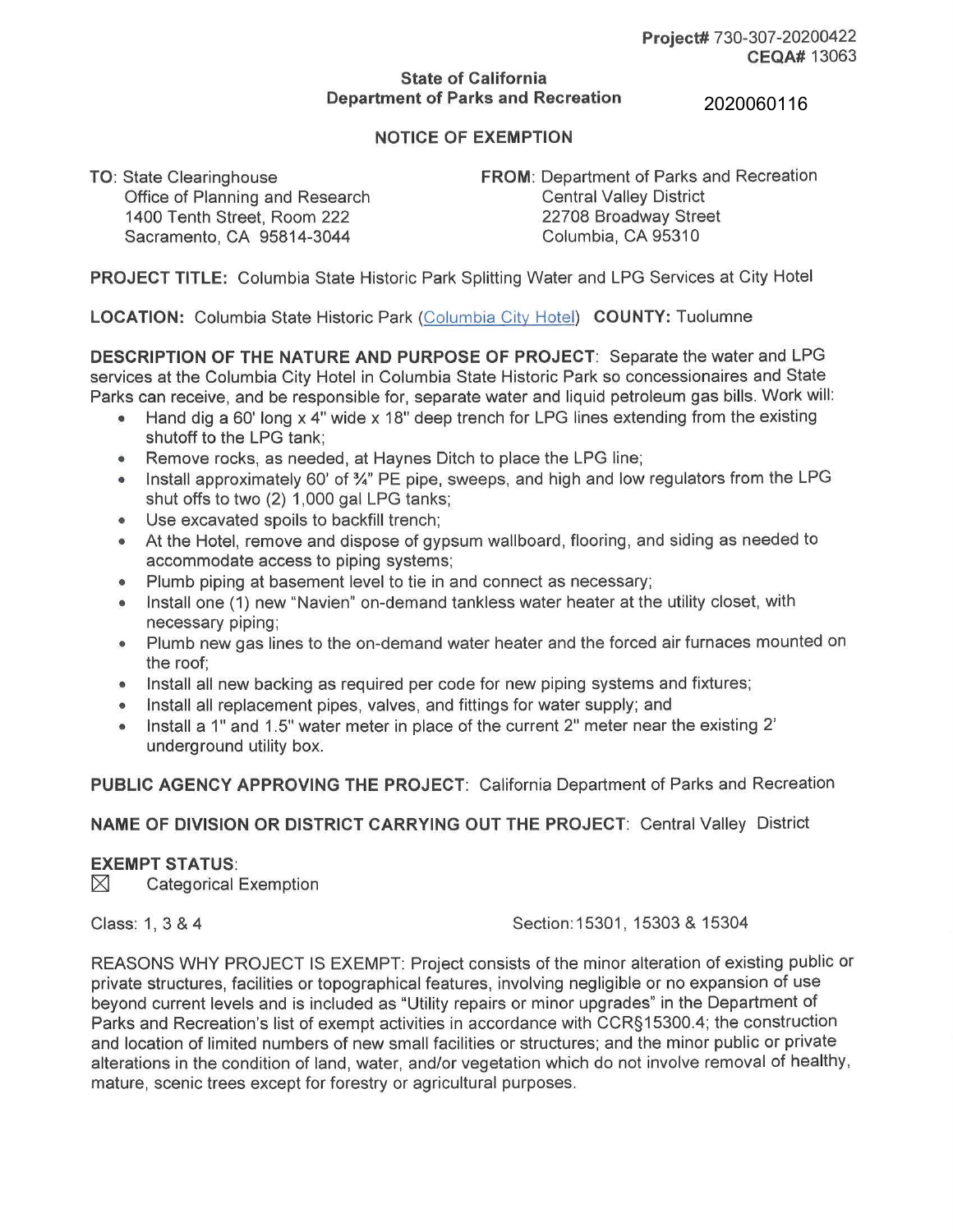**Project#** 730-307-20200422
**CEQA#** 13063

**State of California**
**Department of Parks and Recreation**

2020060116

**NOTICE OF EXEMPTION**

**TO:** State Clearinghouse
Office of Planning and Research
1400 Tenth Street, Room 222
Sacramento, CA 95814-3044

**FROM:** Department of Parks and Recreation
Central Valley District
22708 Broadway Street
Columbia, CA 95310

**PROJECT TITLE:** Columbia State Historic Park Splitting Water and LPG Services at City Hotel

**LOCATION:** Columbia State Historic Park (Columbia City Hotel) **COUNTY:** Tuolumne

**DESCRIPTION OF THE NATURE AND PURPOSE OF PROJECT**: Separate the water and LPG services at the Columbia City Hotel in Columbia State Historic Park so concessionaires and State Parks can receive, and be responsible for, separate water and liquid petroleum gas bills. Work will:

- Hand dig a 60' long x 4" wide x 18" deep trench for LPG lines extending from the existing shutoff to the LPG tank;
- Remove rocks, as needed, at Haynes Ditch to place the LPG line;
- Install approximately 60' of ¾" PE pipe, sweeps, and high and low regulators from the LPG shut offs to two (2) 1,000 gal LPG tanks;
- Use excavated spoils to backfill trench;
- At the Hotel, remove and dispose of gypsum wallboard, flooring, and siding as needed to accommodate access to piping systems;
- Plumb piping at basement level to tie in and connect as necessary;
- Install one (1) new "Navien" on-demand tankless water heater at the utility closet, with necessary piping;
- Plumb new gas lines to the on-demand water heater and the forced air furnaces mounted on the roof;
- Install all new backing as required per code for new piping systems and fixtures;
- Install all replacement pipes, valves, and fittings for water supply; and
- Install a 1" and 1.5" water meter in place of the current 2" meter near the existing 2' underground utility box.

**PUBLIC AGENCY APPROVING THE PROJECT**: California Department of Parks and Recreation

**NAME OF DIVISION OR DISTRICT CARRYING OUT THE PROJECT**: Central Valley District

**EXEMPT STATUS**:

☒ Categorical Exemption

Class: 1, 3 & 4

Section: 15301, 15303 & 15304

REASONS WHY PROJECT IS EXEMPT: Project consists of the minor alteration of existing public or private structures, facilities or topographical features, involving negligible or no expansion of use beyond current levels and is included as "Utility repairs or minor upgrades" in the Department of Parks and Recreation's list of exempt activities in accordance with CCR§15300.4; the construction and location of limited numbers of new small facilities or structures; and the minor public or private alterations in the condition of land, water, and/or vegetation which do not involve removal of healthy, mature, scenic trees except for forestry or agricultural purposes.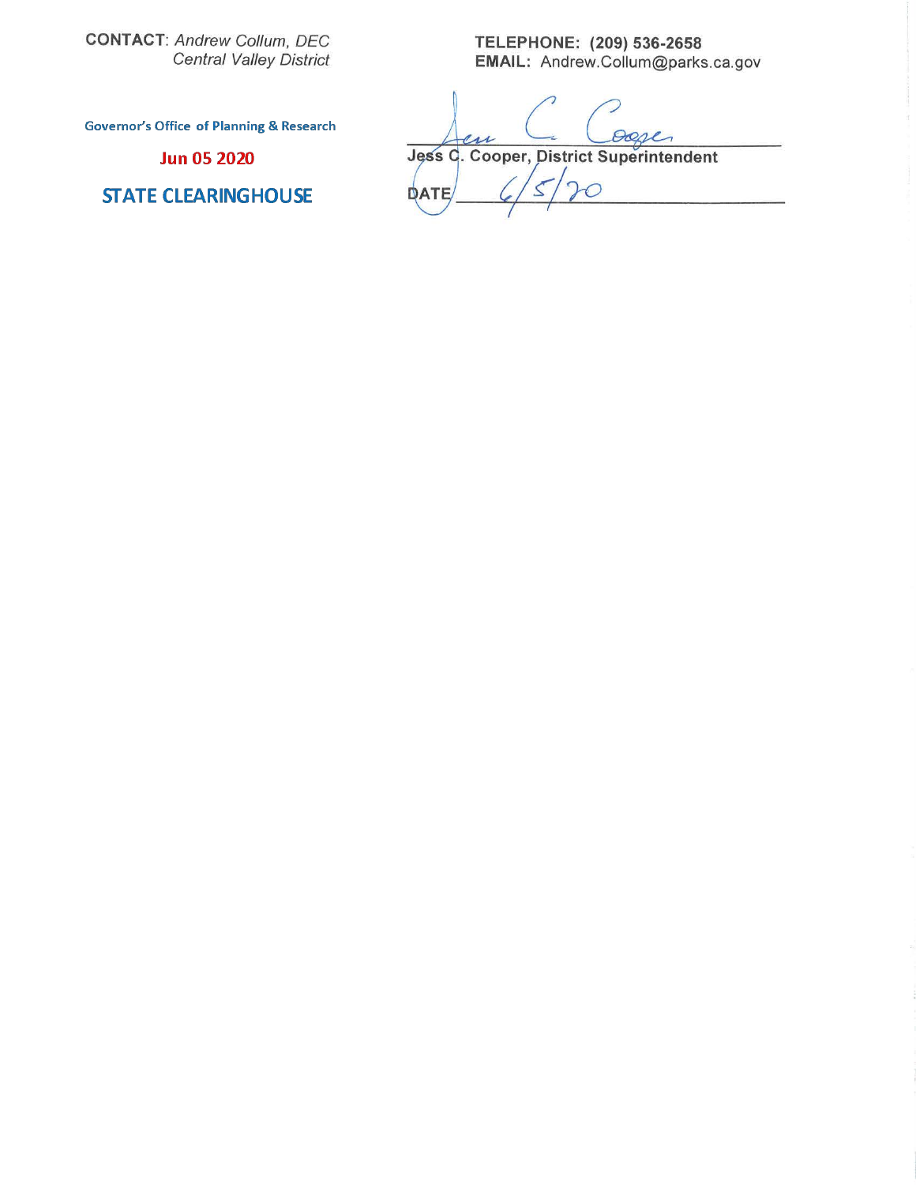**CONTACT**: *Andrew Collum, DEC*
*Central Valley District*

**TELEPHONE: (209) 536-2658**
**EMAIL:** Andrew.Collum@parks.ca.gov

Governor's Office of Planning & Research

Jun 05 2020

STATE CLEARINGHOUSE

Jess C. Cooper

**Jess C. Cooper, District Superintendent**

**DATE** 6/5/20